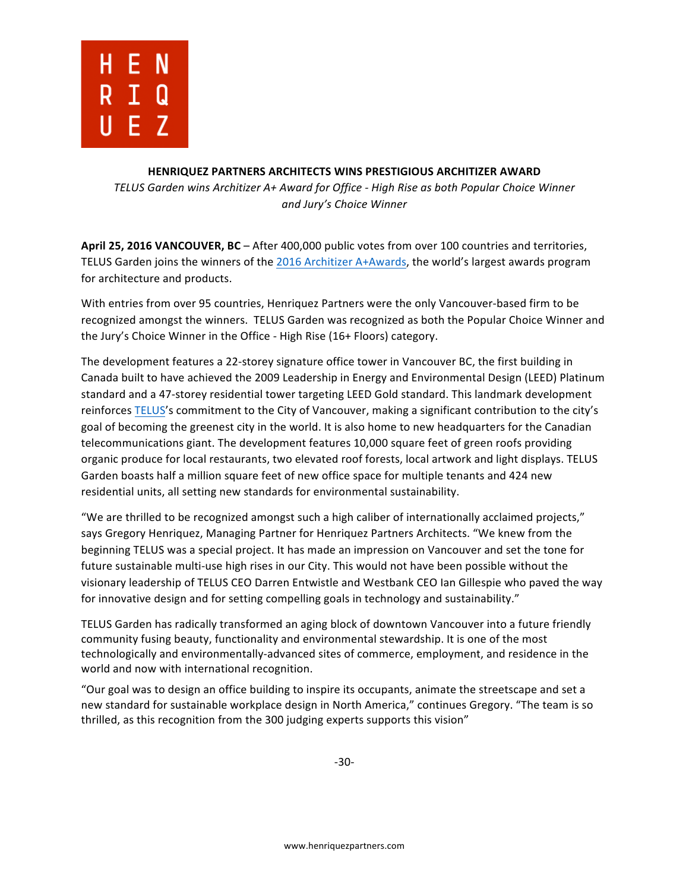H E N
R I Q
U E Z

# HENRIQUEZ PARTNERS ARCHITECTS WINS PRESTIGIOUS ARCHITIZER AWARD

*TELUS Garden wins Architizer A+ Award for Office - High Rise as both Popular Choice Winner and Jury's Choice Winner*

**April 25, 2016 VANCOUVER, BC** – After 400,000 public votes from over 100 countries and territories, TELUS Garden joins the winners of the 2016 Architizer A+Awards, the world's largest awards program for architecture and products.

With entries from over 95 countries, Henriquez Partners were the only Vancouver-based firm to be recognized amongst the winners. TELUS Garden was recognized as both the Popular Choice Winner and the Jury's Choice Winner in the Office - High Rise (16+ Floors) category.

The development features a 22-storey signature office tower in Vancouver BC, the first building in Canada built to have achieved the 2009 Leadership in Energy and Environmental Design (LEED) Platinum standard and a 47-storey residential tower targeting LEED Gold standard. This landmark development reinforces TELUS's commitment to the City of Vancouver, making a significant contribution to the city's goal of becoming the greenest city in the world. It is also home to new headquarters for the Canadian telecommunications giant. The development features 10,000 square feet of green roofs providing organic produce for local restaurants, two elevated roof forests, local artwork and light displays. TELUS Garden boasts half a million square feet of new office space for multiple tenants and 424 new residential units, all setting new standards for environmental sustainability.

"We are thrilled to be recognized amongst such a high caliber of internationally acclaimed projects," says Gregory Henriquez, Managing Partner for Henriquez Partners Architects. "We knew from the beginning TELUS was a special project. It has made an impression on Vancouver and set the tone for future sustainable multi-use high rises in our City. This would not have been possible without the visionary leadership of TELUS CEO Darren Entwistle and Westbank CEO Ian Gillespie who paved the way for innovative design and for setting compelling goals in technology and sustainability."

TELUS Garden has radically transformed an aging block of downtown Vancouver into a future friendly community fusing beauty, functionality and environmental stewardship. It is one of the most technologically and environmentally-advanced sites of commerce, employment, and residence in the world and now with international recognition.

"Our goal was to design an office building to inspire its occupants, animate the streetscape and set a new standard for sustainable workplace design in North America," continues Gregory. "The team is so thrilled, as this recognition from the 300 judging experts supports this vision"

-30-

www.henriquezpartners.com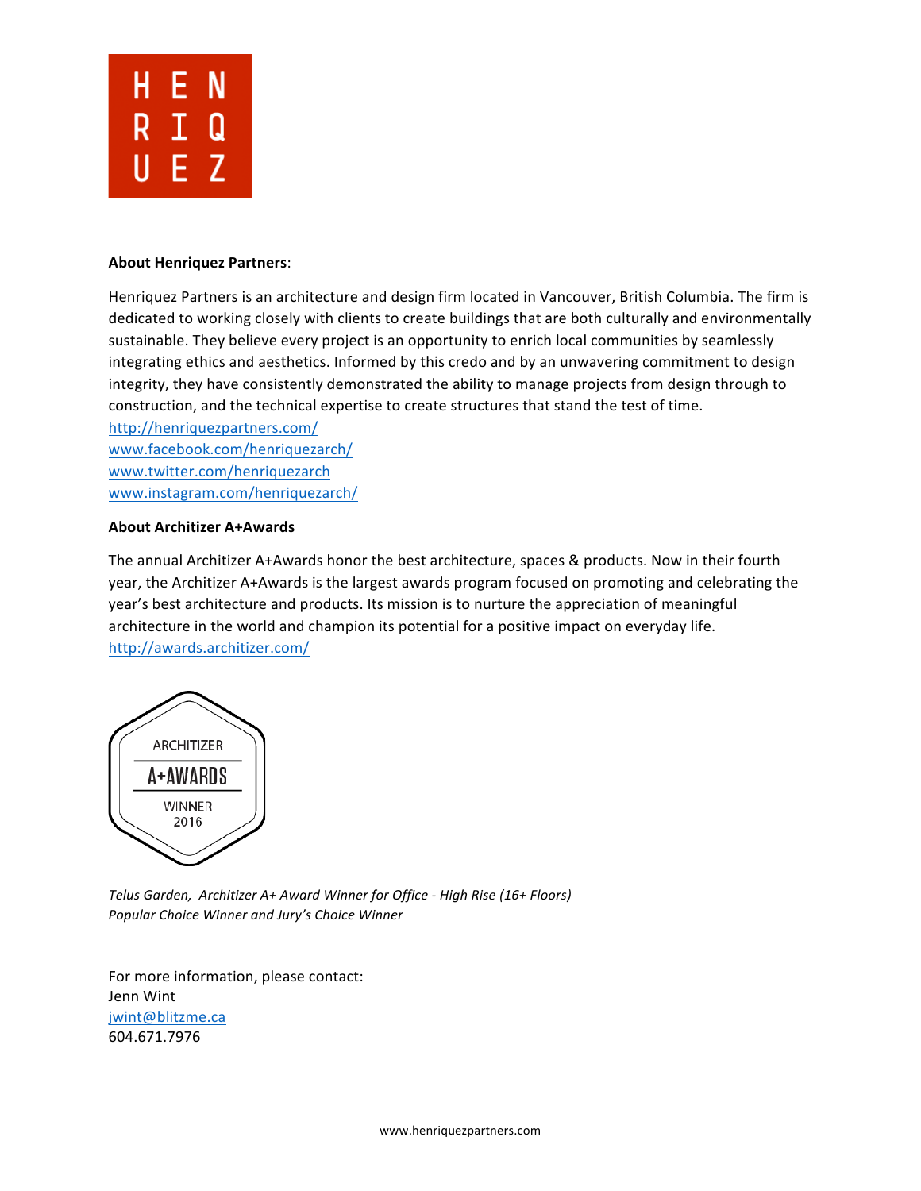**About Henriquez Partners**:

Henriquez Partners is an architecture and design firm located in Vancouver, British Columbia. The firm is dedicated to working closely with clients to create buildings that are both culturally and environmentally sustainable. They believe every project is an opportunity to enrich local communities by seamlessly integrating ethics and aesthetics. Informed by this credo and by an unwavering commitment to design integrity, they have consistently demonstrated the ability to manage projects from design through to construction, and the technical expertise to create structures that stand the test of time.
http://henriquezpartners.com/
www.facebook.com/henriquezarch/
www.twitter.com/henriquezarch
www.instagram.com/henriquezarch/

**About Architizer A+Awards**

The annual Architizer A+Awards honor the best architecture, spaces & products. Now in their fourth year, the Architizer A+Awards is the largest awards program focused on promoting and celebrating the year's best architecture and products. Its mission is to nurture the appreciation of meaningful architecture in the world and champion its potential for a positive impact on everyday life.
http://awards.architizer.com/

ARCHITIZER
A+AWARDS
WINNER
2016

*Telus Garden, Architizer A+ Award Winner for Office - High Rise (16+ Floors)*
*Popular Choice Winner and Jury's Choice Winner*

For more information, please contact:
Jenn Wint
jwint@blitzme.ca
604.671.7976